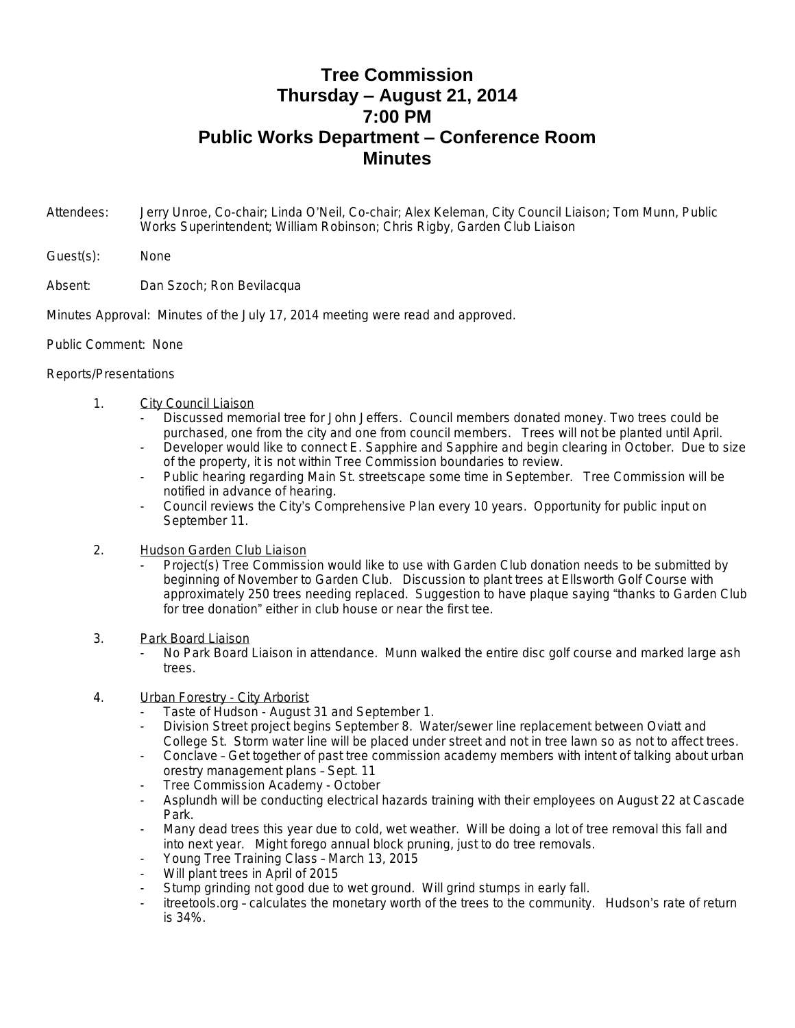# Tree Commission
# Thursday – August 21, 2014
# 7:00 PM
# Public Works Department – Conference Room
# Minutes

Attendees: Jerry Unroe, Co-chair; Linda O'Neil, Co-chair; Alex Keleman, City Council Liaison; Tom Munn, Public Works Superintendent; William Robinson; Chris Rigby, Garden Club Liaison

Guest(s): None

Absent: Dan Szoch; Ron Bevilacqua

Minutes Approval: Minutes of the July 17, 2014 meeting were read and approved.

Public Comment: None

Reports/Presentations

1. City Council Liaison
   - Discussed memorial tree for John Jeffers. Council members donated money. Two trees could be purchased, one from the city and one from council members. Trees will not be planted until April.
   - Developer would like to connect E. Sapphire and Sapphire and begin clearing in October. Due to size of the property, it is not within Tree Commission boundaries to review.
   - Public hearing regarding Main St. streetscape some time in September. Tree Commission will be notified in advance of hearing.
   - Council reviews the City's Comprehensive Plan every 10 years. Opportunity for public input on September 11.

2. Hudson Garden Club Liaison
   - Project(s) Tree Commission would like to use with Garden Club donation needs to be submitted by beginning of November to Garden Club. Discussion to plant trees at Ellsworth Golf Course with approximately 250 trees needing replaced. Suggestion to have plaque saying "thanks to Garden Club for tree donation" either in club house or near the first tee.

3. Park Board Liaison
   - No Park Board Liaison in attendance. Munn walked the entire disc golf course and marked large ash trees.

4. Urban Forestry - City Arborist
   - Taste of Hudson - August 31 and September 1.
   - Division Street project begins September 8. Water/sewer line replacement between Oviatt and College St. Storm water line will be placed under street and not in tree lawn so as not to affect trees.
   - Conclave – Get together of past tree commission academy members with intent of talking about urban orestry management plans – Sept. 11
   - Tree Commission Academy - October
   - Asplundh will be conducting electrical hazards training with their employees on August 22 at Cascade Park.
   - Many dead trees this year due to cold, wet weather. Will be doing a lot of tree removal this fall and into next year. Might forego annual block pruning, just to do tree removals.
   - Young Tree Training Class – March 13, 2015
   - Will plant trees in April of 2015
   - Stump grinding not good due to wet ground. Will grind stumps in early fall.
   - itreetools.org – calculates the monetary worth of the trees to the community. Hudson's rate of return is 34%.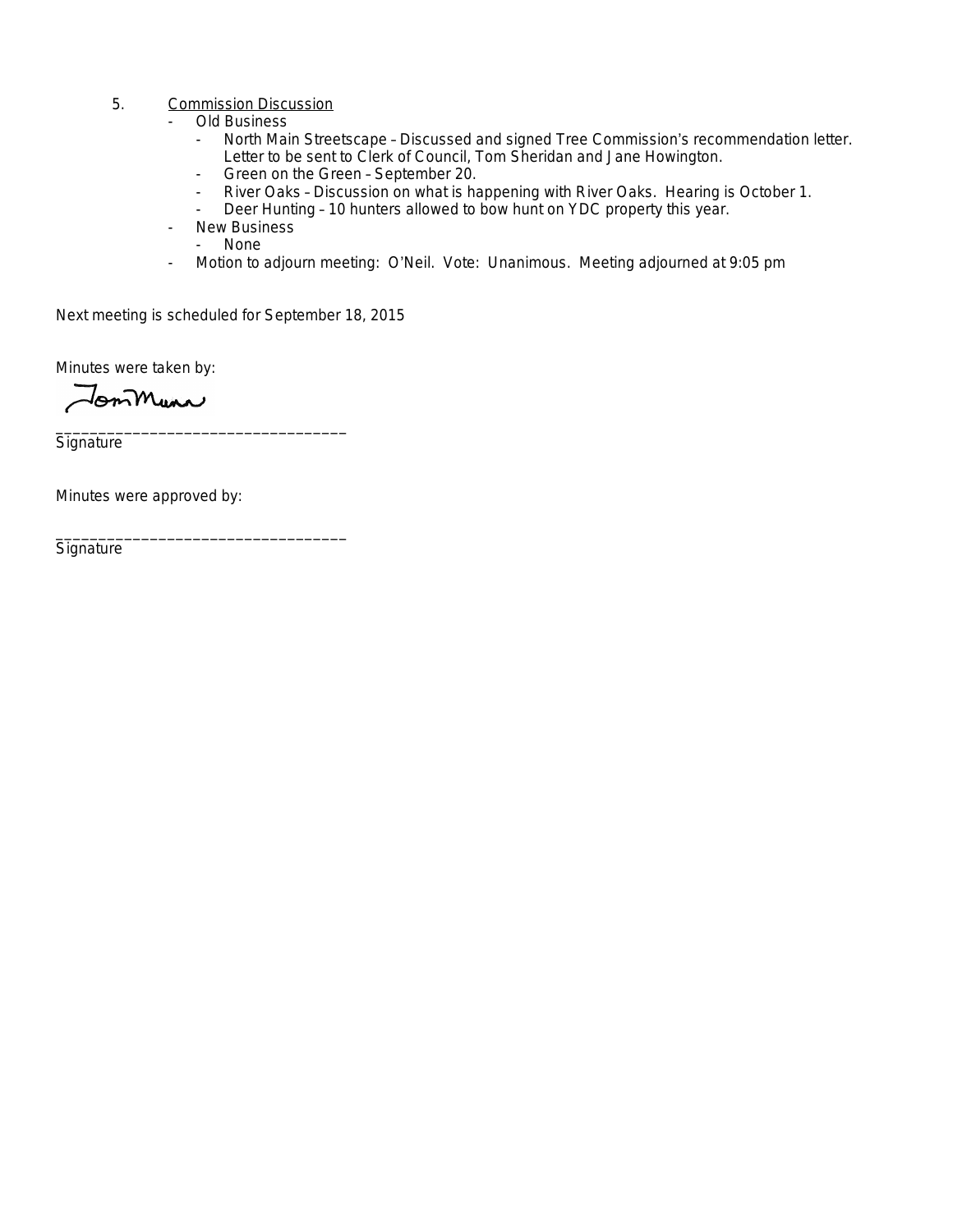5. <u>Commission Discussion</u>
   - Old Business
     - North Main Streetscape – Discussed and signed Tree Commission's recommendation letter. Letter to be sent to Clerk of Council, Tom Sheridan and Jane Howington.
     - Green on the Green – September 20.
     - River Oaks – Discussion on what is happening with River Oaks. Hearing is October 1.
     - Deer Hunting – 10 hunters allowed to bow hunt on YDC property this year.
   - New Business
     - None
   - Motion to adjourn meeting: O'Neil. Vote: Unanimous. Meeting adjourned at 9:05 pm

Next meeting is scheduled for September 18, 2015

Minutes were taken by:

Tom Munn

___________________________________
Signature

Minutes were approved by:

___________________________________
Signature